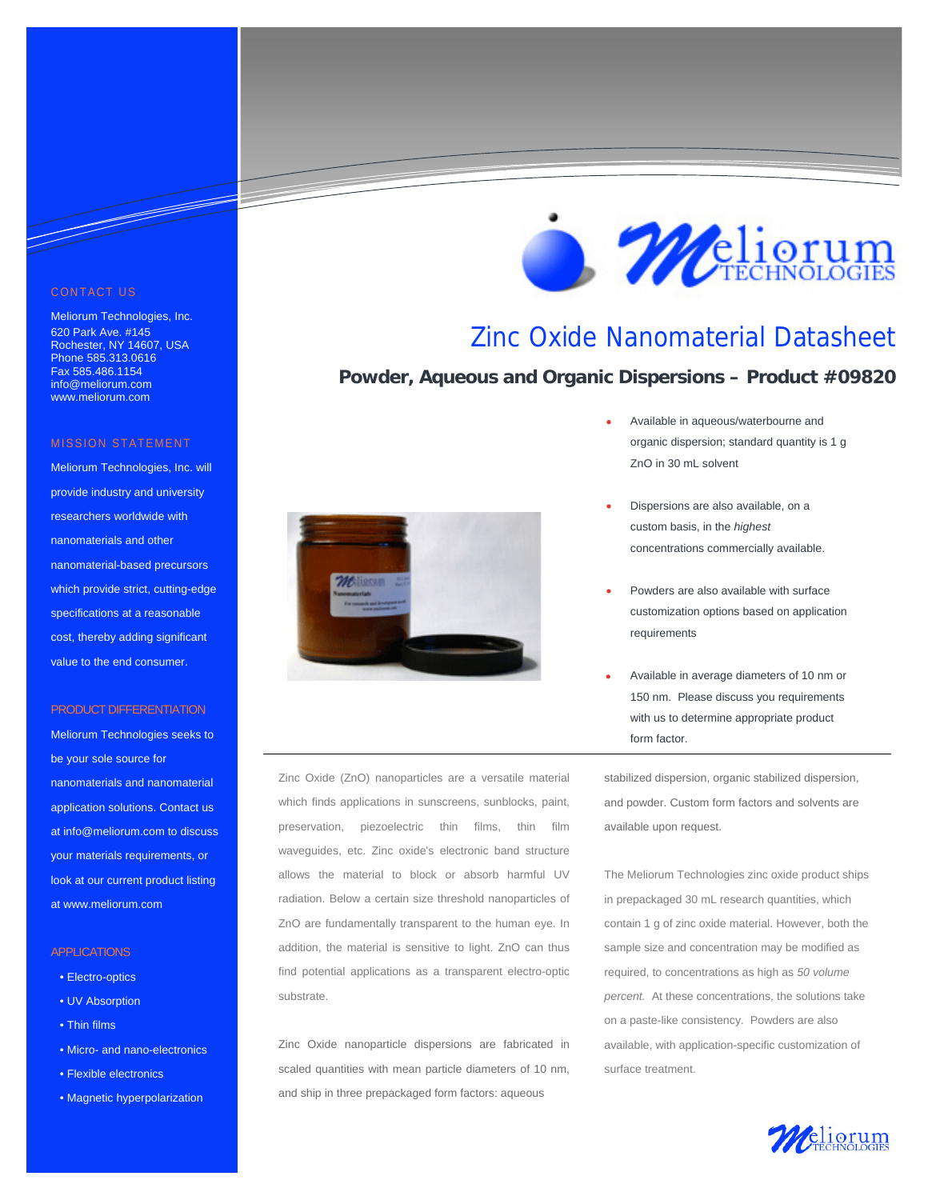# Zinc Oxide Nanomaterial Datasheet

## Powder, Aqueous and Organic Dispersions – Product #09820

- Available in aqueous/waterbourne and organic dispersion; standard quantity is 1 g ZnO in 30 mL solvent
- Dispersions are also available, on a custom basis, in the *highest* concentrations commercially available.
- Powders are also available with surface customization options based on application requirements
- Available in average diameters of 10 nm or 150 nm. Please discuss you requirements with us to determine appropriate product form factor.

Zinc Oxide (ZnO) nanoparticles are a versatile material which finds applications in sunscreens, sunblocks, paint, preservation, piezoelectric thin films, thin film waveguides, etc. Zinc oxide's electronic band structure allows the material to block or absorb harmful UV radiation. Below a certain size threshold nanoparticles of ZnO are fundamentally transparent to the human eye. In addition, the material is sensitive to light. ZnO can thus find potential applications as a transparent electro-optic substrate.

Zinc Oxide nanoparticle dispersions are fabricated in scaled quantities with mean particle diameters of 10 nm, and ship in three prepackaged form factors: aqueous stabilized dispersion, organic stabilized dispersion, and powder. Custom form factors and solvents are available upon request.

The Meliorum Technologies zinc oxide product ships in prepackaged 30 mL research quantities, which contain 1 g of zinc oxide material. However, both the sample size and concentration may be modified as required, to concentrations as high as *50 volume percent.* At these concentrations, the solutions take on a paste-like consistency. Powders are also available, with application-specific customization of surface treatment.

### CONTACT US

Meliorum Technologies, Inc.
620 Park Ave. #145
Rochester, NY 14607, USA
Phone 585.313.0616
Fax 585.486.1154
info@meliorum.com
www.meliorum.com

### MISSION STATEMENT

Meliorum Technologies, Inc. will provide industry and university researchers worldwide with nanomaterials and other nanomaterial-based precursors which provide strict, cutting-edge specifications at a reasonable cost, thereby adding significant value to the end consumer.

### PRODUCT DIFFERENTIATION

Meliorum Technologies seeks to be your sole source for nanomaterials and nanomaterial application solutions. Contact us at info@meliorum.com to discuss your materials requirements, or look at our current product listing at www.meliorum.com

### APPLICATIONS

- Electro-optics
- UV Absorption
- Thin films
- Micro- and nano-electronics
- Flexible electronics
- Magnetic hyperpolarization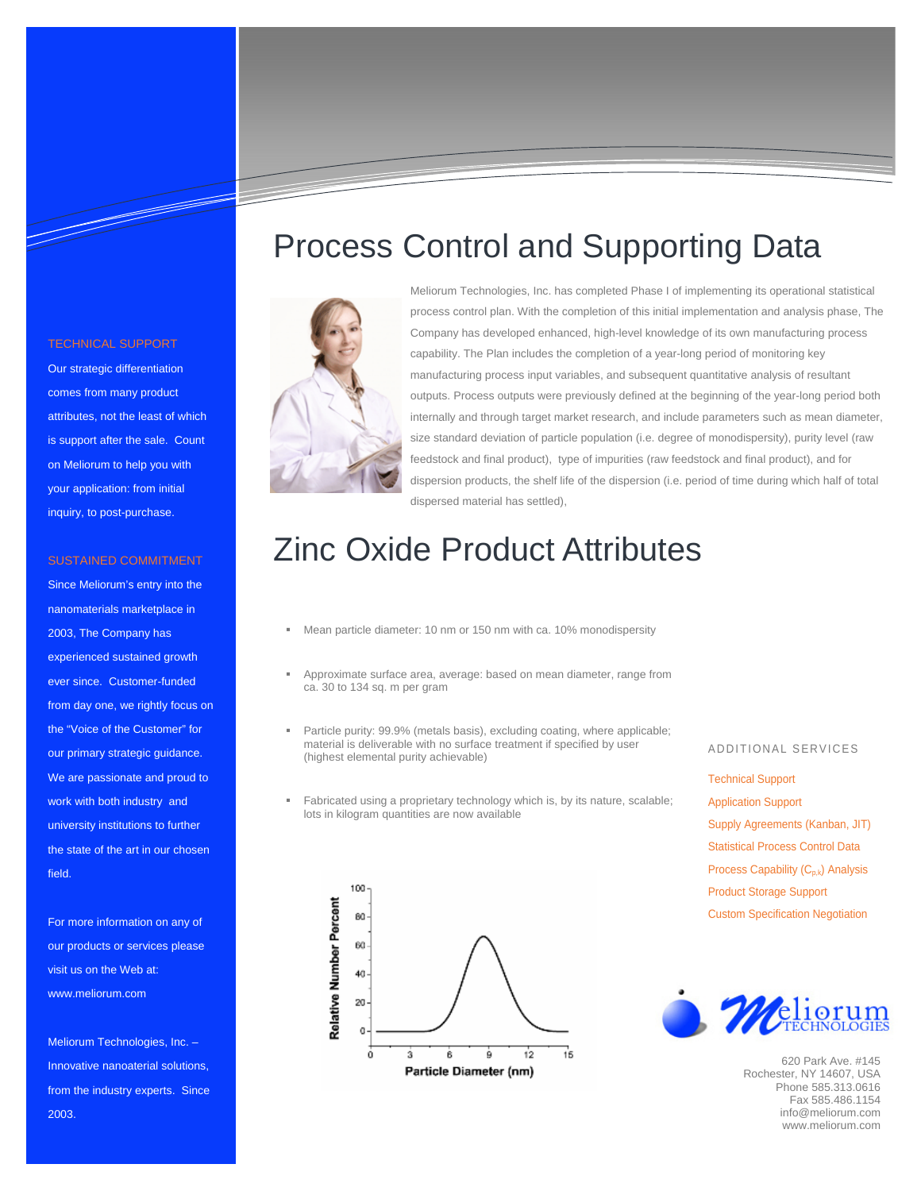# Process Control and Supporting Data

Meliorum Technologies, Inc. has completed Phase I of implementing its operational statistical process control plan. With the completion of this initial implementation and analysis phase, The Company has developed enhanced, high-level knowledge of its own manufacturing process capability. The Plan includes the completion of a year-long period of monitoring key manufacturing process input variables, and subsequent quantitative analysis of resultant outputs. Process outputs were previously defined at the beginning of the year-long period both internally and through target market research, and include parameters such as mean diameter, size standard deviation of particle population (i.e. degree of monodispersity), purity level (raw feedstock and final product), type of impurities (raw feedstock and final product), and for dispersion products, the shelf life of the dispersion (i.e. period of time during which half of total dispersed material has settled),

# Zinc Oxide Product Attributes

- Mean particle diameter: 10 nm or 150 nm with ca. 10% monodispersity
- Approximate surface area, average: based on mean diameter, range from ca. 30 to 134 sq. m per gram
- Particle purity: 99.9% (metals basis), excluding coating, where applicable; material is deliverable with no surface treatment if specified by user (highest elemental purity achievable)
- Fabricated using a proprietary technology which is, by its nature, scalable; lots in kilogram quantities are now available

Relative Number Percent
100
80
60
40
20
0
0 3 6 9 12 15
Particle Diameter (nm)

## TECHNICAL SUPPORT

Our strategic differentiation comes from many product attributes, not the least of which is support after the sale. Count on Meliorum to help you with your application: from initial inquiry, to post-purchase.

## SUSTAINED COMMITMENT

Since Meliorum's entry into the nanomaterials marketplace in 2003, The Company has experienced sustained growth ever since. Customer-funded from day one, we rightly focus on the "Voice of the Customer" for our primary strategic guidance. We are passionate and proud to work with both industry and university institutions to further the state of the art in our chosen field.

For more information on any of our products or services please visit us on the Web at: www.meliorum.com

Meliorum Technologies, Inc. – Innovative nanoaterial solutions, from the industry experts. Since 2003.

## ADDITIONAL SERVICES

- Technical Support
- Application Support
- Supply Agreements (Kanban, JIT)
- Statistical Process Control Data
- Process Capability ($C_{p,k}$) Analysis
- Product Storage Support
- Custom Specification Negotiation

Meliorum TECHNOLOGIES

620 Park Ave. #145
Rochester, NY 14607, USA
Phone 585.313.0616
Fax 585.486.1154
info@meliorum.com
www.meliorum.com